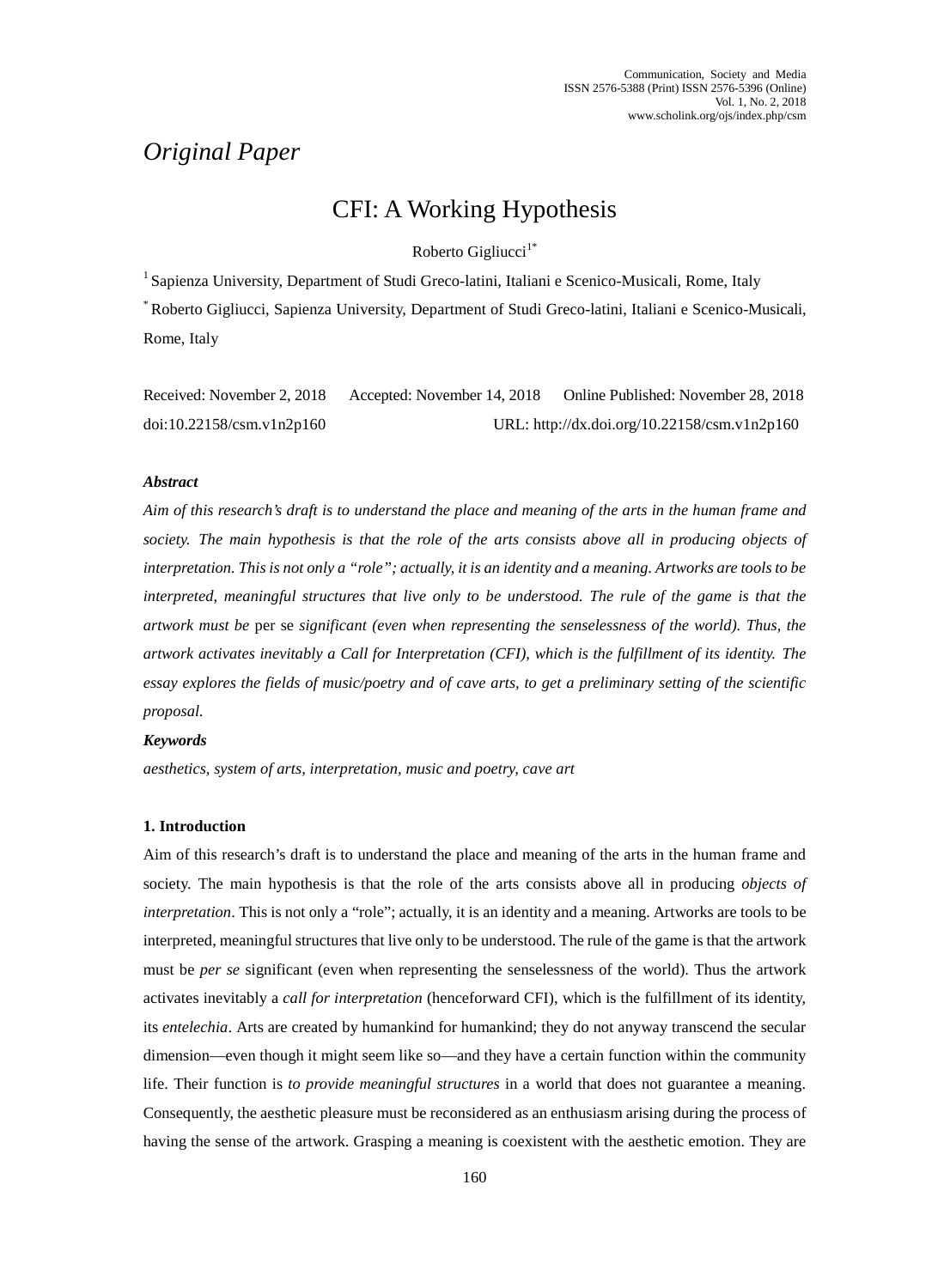## *Original Paper*

# CFI: A Working Hypothesis

Roberto Gigliucci[1*]

[1] Sapienza University, Department of Studi Greco-latini, Italiani e Scenico-Musicali, Rome, Italy

[*] Roberto Gigliucci, Sapienza University, Department of Studi Greco-latini, Italiani e Scenico-Musicali, Rome, Italy

Received: November 2, 2018 Accepted: November 14, 2018 Online Published: November 28, 2018

doi:10.22158/csm.v1n2p160 URL: http://dx.doi.org/10.22158/csm.v1n2p160

***Abstract***

*Aim of this research's draft is to understand the place and meaning of the arts in the human frame and society. The main hypothesis is that the role of the arts consists above all in producing objects of interpretation. This is not only a "role"; actually, it is an identity and a meaning. Artworks are tools to be interpreted, meaningful structures that live only to be understood. The rule of the game is that the artwork must be* per se *significant (even when representing the senselessness of the world). Thus, the artwork activates inevitably a Call for Interpretation (CFI), which is the fulfillment of its identity. The essay explores the fields of music/poetry and of cave arts, to get a preliminary setting of the scientific proposal.*

***Keywords***

*aesthetics, system of arts, interpretation, music and poetry, cave art*

**1. Introduction**

Aim of this research's draft is to understand the place and meaning of the arts in the human frame and society. The main hypothesis is that the role of the arts consists above all in producing *objects of interpretation*. This is not only a "role"; actually, it is an identity and a meaning. Artworks are tools to be interpreted, meaningful structures that live only to be understood. The rule of the game is that the artwork must be *per se* significant (even when representing the senselessness of the world). Thus the artwork activates inevitably a *call for interpretation* (henceforward CFI), which is the fulfillment of its identity, its *entelechia*. Arts are created by humankind for humankind; they do not anyway transcend the secular dimension—even though it might seem like so—and they have a certain function within the community life. Their function is *to provide meaningful structures* in a world that does not guarantee a meaning. Consequently, the aesthetic pleasure must be reconsidered as an enthusiasm arising during the process of having the sense of the artwork. Grasping a meaning is coexistent with the aesthetic emotion. They are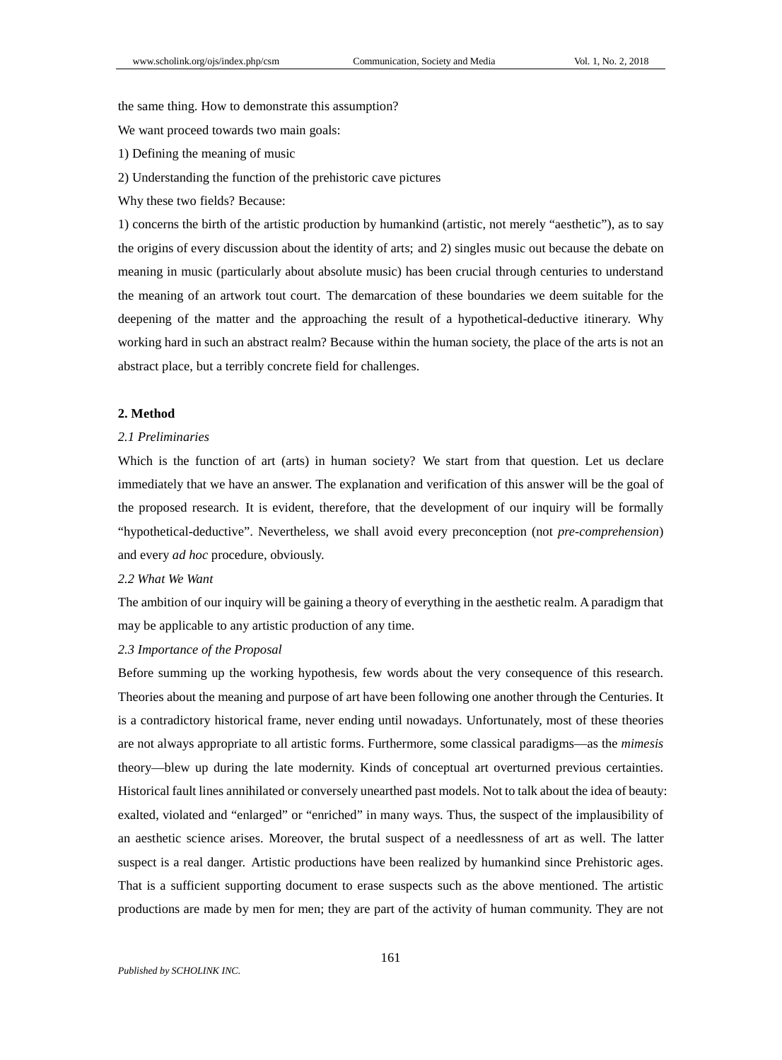the same thing. How to demonstrate this assumption?

We want proceed towards two main goals:

1) Defining the meaning of music

2) Understanding the function of the prehistoric cave pictures

Why these two fields? Because:

1) concerns the birth of the artistic production by humankind (artistic, not merely "aesthetic"), as to say the origins of every discussion about the identity of arts; and 2) singles music out because the debate on meaning in music (particularly about absolute music) has been crucial through centuries to understand the meaning of an artwork tout court. The demarcation of these boundaries we deem suitable for the deepening of the matter and the approaching the result of a hypothetical-deductive itinerary. Why working hard in such an abstract realm? Because within the human society, the place of the arts is not an abstract place, but a terribly concrete field for challenges.

## 2. Method

### 2.1 Preliminaries

Which is the function of art (arts) in human society? We start from that question. Let us declare immediately that we have an answer. The explanation and verification of this answer will be the goal of the proposed research. It is evident, therefore, that the development of our inquiry will be formally "hypothetical-deductive". Nevertheless, we shall avoid every preconception (not *pre-comprehension*) and every *ad hoc* procedure, obviously.

### 2.2 What We Want

The ambition of our inquiry will be gaining a theory of everything in the aesthetic realm. A paradigm that may be applicable to any artistic production of any time.

### 2.3 Importance of the Proposal

Before summing up the working hypothesis, few words about the very consequence of this research. Theories about the meaning and purpose of art have been following one another through the Centuries. It is a contradictory historical frame, never ending until nowadays. Unfortunately, most of these theories are not always appropriate to all artistic forms. Furthermore, some classical paradigms—as the *mimesis* theory—blew up during the late modernity. Kinds of conceptual art overturned previous certainties. Historical fault lines annihilated or conversely unearthed past models. Not to talk about the idea of beauty: exalted, violated and "enlarged" or "enriched" in many ways. Thus, the suspect of the implausibility of an aesthetic science arises. Moreover, the brutal suspect of a needlessness of art as well. The latter suspect is a real danger. Artistic productions have been realized by humankind since Prehistoric ages. That is a sufficient supporting document to erase suspects such as the above mentioned. The artistic productions are made by men for men; they are part of the activity of human community. They are not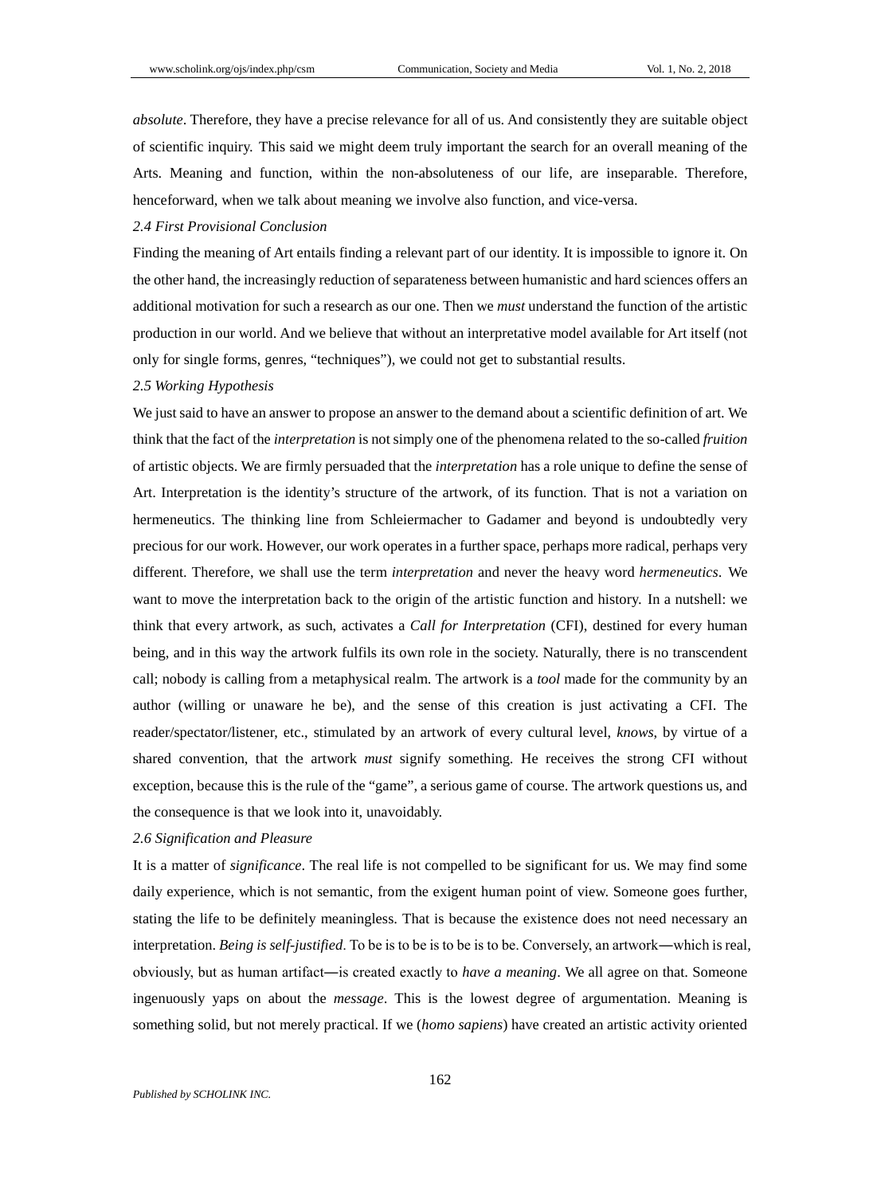*absolute*. Therefore, they have a precise relevance for all of us. And consistently they are suitable object of scientific inquiry. This said we might deem truly important the search for an overall meaning of the Arts. Meaning and function, within the non-absoluteness of our life, are inseparable. Therefore, henceforward, when we talk about meaning we involve also function, and vice-versa.

### *2.4 First Provisional Conclusion*

Finding the meaning of Art entails finding a relevant part of our identity. It is impossible to ignore it. On the other hand, the increasingly reduction of separateness between humanistic and hard sciences offers an additional motivation for such a research as our one. Then we *must* understand the function of the artistic production in our world. And we believe that without an interpretative model available for Art itself (not only for single forms, genres, "techniques"), we could not get to substantial results.

### *2.5 Working Hypothesis*

We just said to have an answer to propose an answer to the demand about a scientific definition of art. We think that the fact of the *interpretation* is not simply one of the phenomena related to the so-called *fruition* of artistic objects. We are firmly persuaded that the *interpretation* has a role unique to define the sense of Art. Interpretation is the identity's structure of the artwork, of its function. That is not a variation on hermeneutics. The thinking line from Schleiermacher to Gadamer and beyond is undoubtedly very precious for our work. However, our work operates in a further space, perhaps more radical, perhaps very different. Therefore, we shall use the term *interpretation* and never the heavy word *hermeneutics*. We want to move the interpretation back to the origin of the artistic function and history. In a nutshell: we think that every artwork, as such, activates a *Call for Interpretation* (CFI), destined for every human being, and in this way the artwork fulfils its own role in the society. Naturally, there is no transcendent call; nobody is calling from a metaphysical realm. The artwork is a *tool* made for the community by an author (willing or unaware he be), and the sense of this creation is just activating a CFI. The reader/spectator/listener, etc., stimulated by an artwork of every cultural level, *knows*, by virtue of a shared convention, that the artwork *must* signify something. He receives the strong CFI without exception, because this is the rule of the "game", a serious game of course. The artwork questions us, and the consequence is that we look into it, unavoidably.

### *2.6 Signification and Pleasure*

It is a matter of *significance*. The real life is not compelled to be significant for us. We may find some daily experience, which is not semantic, from the exigent human point of view. Someone goes further, stating the life to be definitely meaningless. That is because the existence does not need necessary an interpretation. *Being is self-justified*. To be is to be is to be is to be. Conversely, an artwork—which is real, obviously, but as human artifact—is created exactly to *have a meaning*. We all agree on that. Someone ingenuously yaps on about the *message*. This is the lowest degree of argumentation. Meaning is something solid, but not merely practical. If we (*homo sapiens*) have created an artistic activity oriented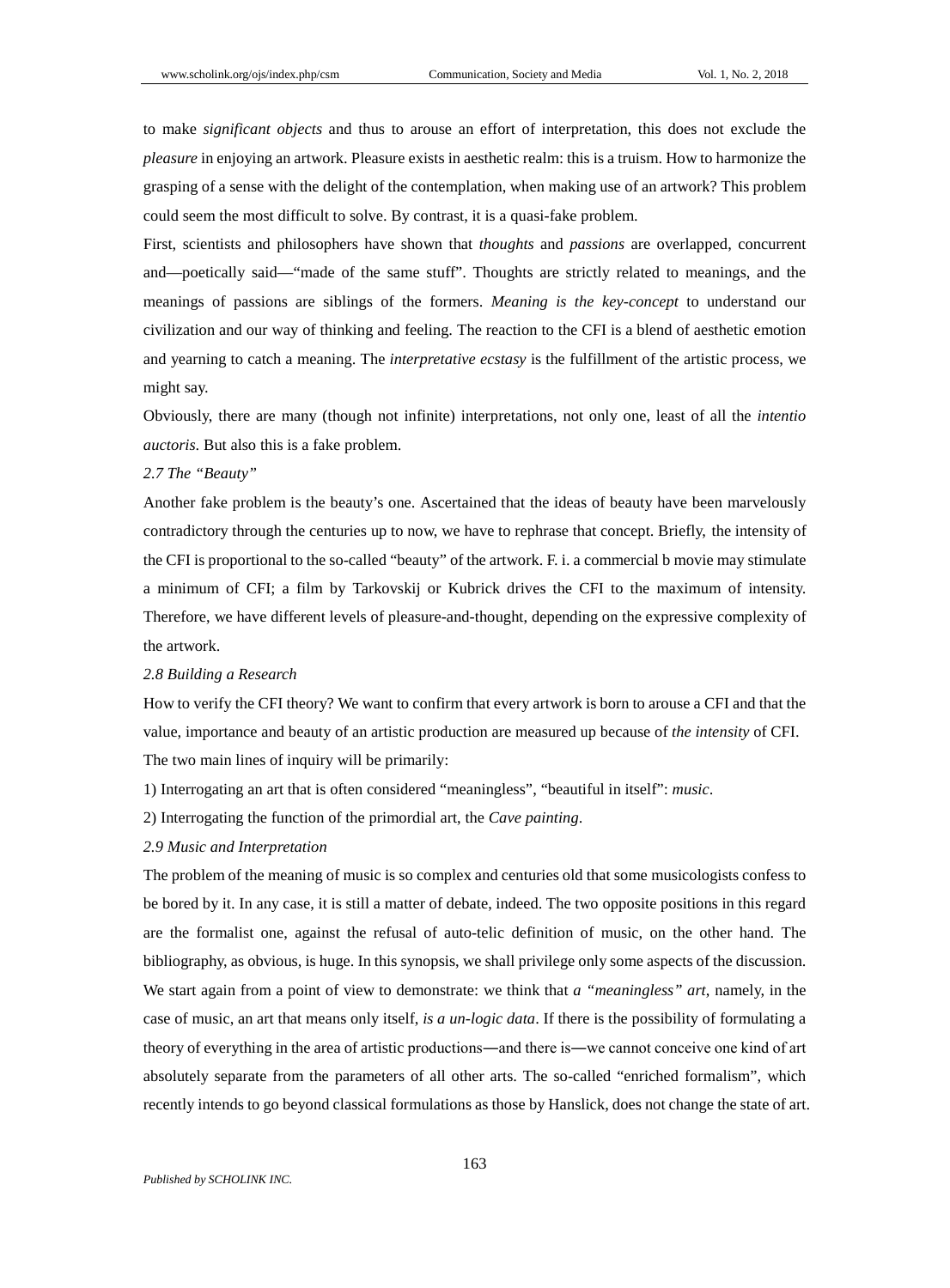to make *significant objects* and thus to arouse an effort of interpretation, this does not exclude the *pleasure* in enjoying an artwork. Pleasure exists in aesthetic realm: this is a truism. How to harmonize the grasping of a sense with the delight of the contemplation, when making use of an artwork? This problem could seem the most difficult to solve. By contrast, it is a quasi-fake problem.

First, scientists and philosophers have shown that *thoughts* and *passions* are overlapped, concurrent and—poetically said—"made of the same stuff". Thoughts are strictly related to meanings, and the meanings of passions are siblings of the formers. *Meaning is the key-concept* to understand our civilization and our way of thinking and feeling. The reaction to the CFI is a blend of aesthetic emotion and yearning to catch a meaning. The *interpretative ecstasy* is the fulfillment of the artistic process, we might say.

Obviously, there are many (though not infinite) interpretations, not only one, least of all the *intentio auctoris*. But also this is a fake problem.

### *2.7 The "Beauty"*

Another fake problem is the beauty's one. Ascertained that the ideas of beauty have been marvelously contradictory through the centuries up to now, we have to rephrase that concept. Briefly, the intensity of the CFI is proportional to the so-called "beauty" of the artwork. F. i. a commercial b movie may stimulate a minimum of CFI; a film by Tarkovskij or Kubrick drives the CFI to the maximum of intensity. Therefore, we have different levels of pleasure-and-thought, depending on the expressive complexity of the artwork.

### *2.8 Building a Research*

How to verify the CFI theory? We want to confirm that every artwork is born to arouse a CFI and that the value, importance and beauty of an artistic production are measured up because of *the intensity* of CFI.

The two main lines of inquiry will be primarily:

1) Interrogating an art that is often considered "meaningless", "beautiful in itself": *music*.

2) Interrogating the function of the primordial art, the *Cave painting*.

### *2.9 Music and Interpretation*

The problem of the meaning of music is so complex and centuries old that some musicologists confess to be bored by it. In any case, it is still a matter of debate, indeed. The two opposite positions in this regard are the formalist one, against the refusal of auto-telic definition of music, on the other hand. The bibliography, as obvious, is huge. In this synopsis, we shall privilege only some aspects of the discussion. We start again from a point of view to demonstrate: we think that *a "meaningless" art*, namely, in the case of music, an art that means only itself, *is a un-logic data*. If there is the possibility of formulating a theory of everything in the area of artistic productions—and there is—we cannot conceive one kind of art absolutely separate from the parameters of all other arts. The so-called "enriched formalism", which recently intends to go beyond classical formulations as those by Hanslick, does not change the state of art.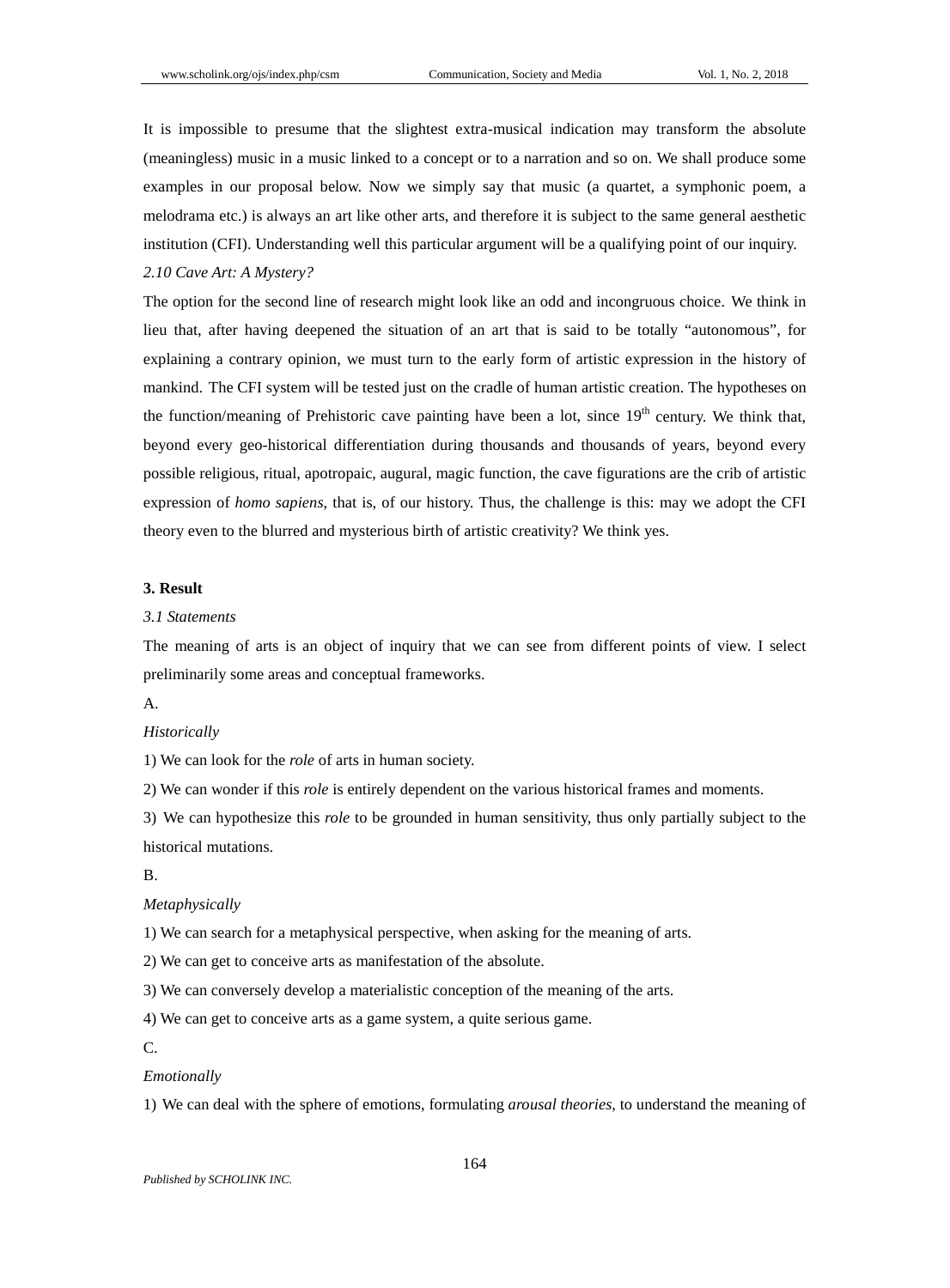It is impossible to presume that the slightest extra-musical indication may transform the absolute (meaningless) music in a music linked to a concept or to a narration and so on. We shall produce some examples in our proposal below. Now we simply say that music (a quartet, a symphonic poem, a melodrama etc.) is always an art like other arts, and therefore it is subject to the same general aesthetic institution (CFI). Understanding well this particular argument will be a qualifying point of our inquiry.

### *2.10 Cave Art: A Mystery?*

The option for the second line of research might look like an odd and incongruous choice. We think in lieu that, after having deepened the situation of an art that is said to be totally "autonomous", for explaining a contrary opinion, we must turn to the early form of artistic expression in the history of mankind. The CFI system will be tested just on the cradle of human artistic creation. The hypotheses on the function/meaning of Prehistoric cave painting have been a lot, since 19th century. We think that, beyond every geo-historical differentiation during thousands and thousands of years, beyond every possible religious, ritual, apotropaic, augural, magic function, the cave figurations are the crib of artistic expression of *homo sapiens*, that is, of our history. Thus, the challenge is this: may we adopt the CFI theory even to the blurred and mysterious birth of artistic creativity? We think yes.

## 3. Result

### *3.1 Statements*

The meaning of arts is an object of inquiry that we can see from different points of view. I select preliminarily some areas and conceptual frameworks.

A.

*Historically*

1) We can look for the *role* of arts in human society.

2) We can wonder if this *role* is entirely dependent on the various historical frames and moments.

3) We can hypothesize this *role* to be grounded in human sensitivity, thus only partially subject to the historical mutations.

B.

*Metaphysically*

1) We can search for a metaphysical perspective, when asking for the meaning of arts.

2) We can get to conceive arts as manifestation of the absolute.

3) We can conversely develop a materialistic conception of the meaning of the arts.

4) We can get to conceive arts as a game system, a quite serious game.

C.

*Emotionally*

1) We can deal with the sphere of emotions, formulating *arousal theories*, to understand the meaning of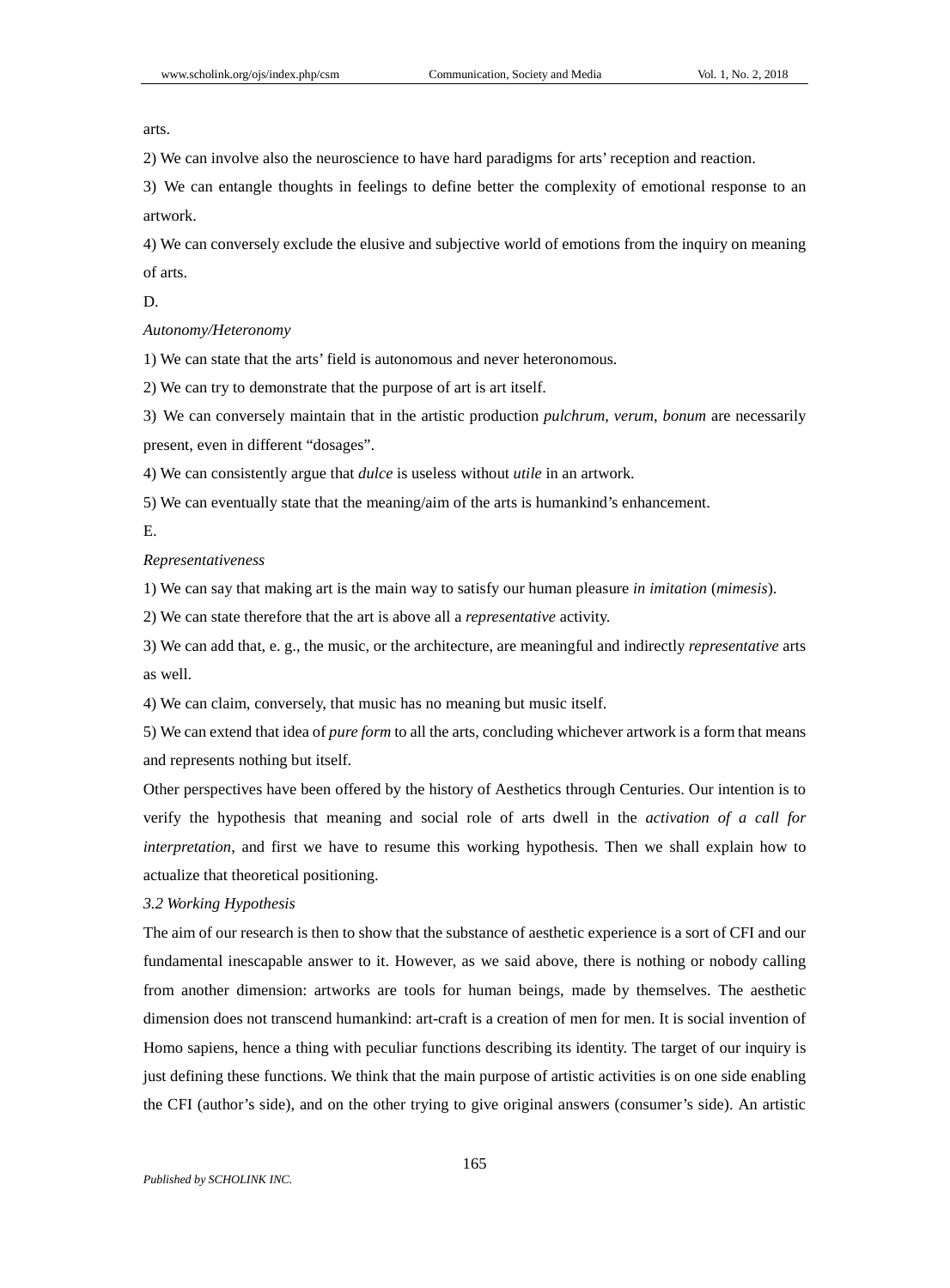arts.

2) We can involve also the neuroscience to have hard paradigms for arts' reception and reaction.

3) We can entangle thoughts in feelings to define better the complexity of emotional response to an artwork.

4) We can conversely exclude the elusive and subjective world of emotions from the inquiry on meaning of arts.

D.

*Autonomy/Heteronomy*

1) We can state that the arts' field is autonomous and never heteronomous.

2) We can try to demonstrate that the purpose of art is art itself.

3) We can conversely maintain that in the artistic production *pulchrum*, *verum*, *bonum* are necessarily present, even in different "dosages".

4) We can consistently argue that *dulce* is useless without *utile* in an artwork.

5) We can eventually state that the meaning/aim of the arts is humankind's enhancement.

E.

*Representativeness*

1) We can say that making art is the main way to satisfy our human pleasure *in imitation* (*mimesis*).

2) We can state therefore that the art is above all a *representative* activity.

3) We can add that, e. g., the music, or the architecture, are meaningful and indirectly *representative* arts as well.

4) We can claim, conversely, that music has no meaning but music itself.

5) We can extend that idea of *pure form* to all the arts, concluding whichever artwork is a form that means and represents nothing but itself.

Other perspectives have been offered by the history of Aesthetics through Centuries. Our intention is to verify the hypothesis that meaning and social role of arts dwell in the *activation of a call for interpretation*, and first we have to resume this working hypothesis. Then we shall explain how to actualize that theoretical positioning.

### *3.2 Working Hypothesis*

The aim of our research is then to show that the substance of aesthetic experience is a sort of CFI and our fundamental inescapable answer to it. However, as we said above, there is nothing or nobody calling from another dimension: artworks are tools for human beings, made by themselves. The aesthetic dimension does not transcend humankind: art-craft is a creation of men for men. It is social invention of Homo sapiens, hence a thing with peculiar functions describing its identity. The target of our inquiry is just defining these functions. We think that the main purpose of artistic activities is on one side enabling the CFI (author's side), and on the other trying to give original answers (consumer's side). An artistic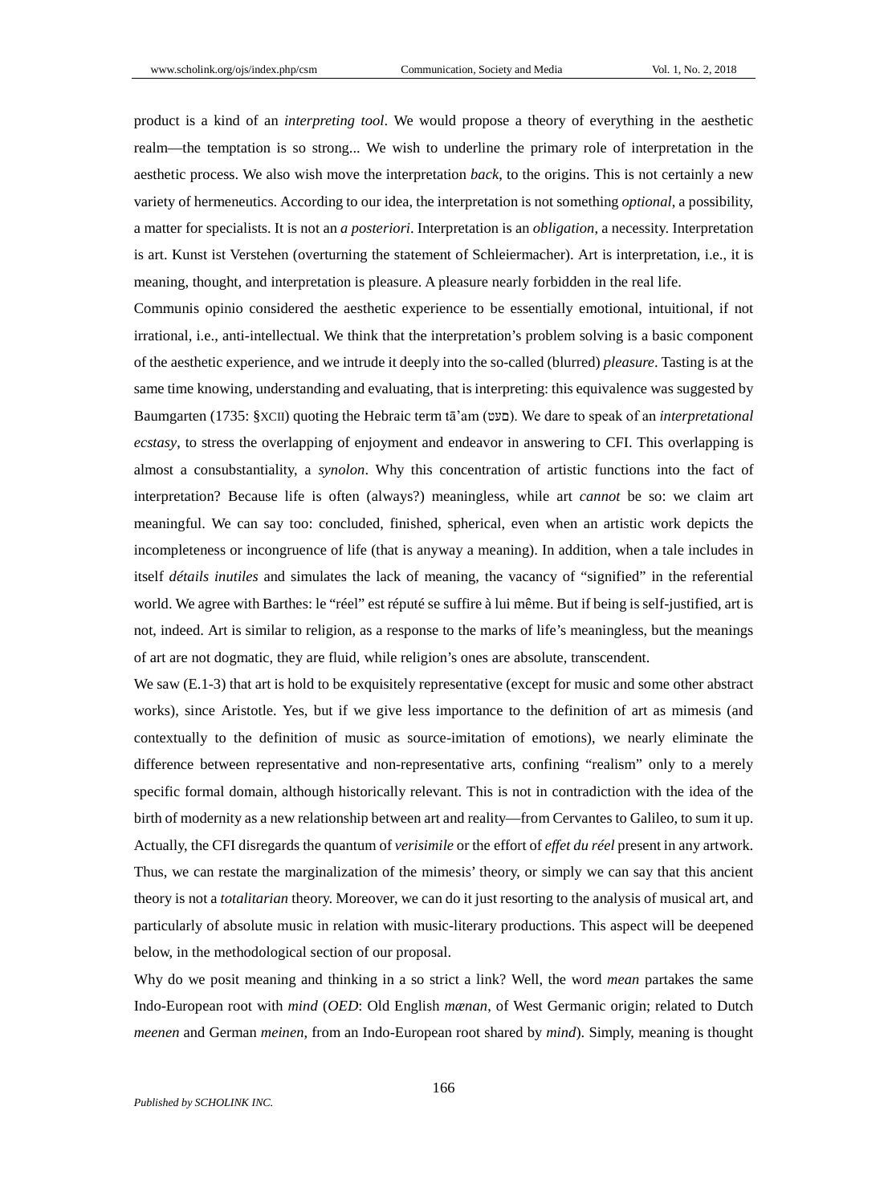product is a kind of an *interpreting tool*. We would propose a theory of everything in the aesthetic realm—the temptation is so strong... We wish to underline the primary role of interpretation in the aesthetic process. We also wish move the interpretation *back*, to the origins. This is not certainly a new variety of hermeneutics. According to our idea, the interpretation is not something *optional*, a possibility, a matter for specialists. It is not an *a posteriori*. Interpretation is an *obligation*, a necessity. Interpretation is art. Kunst ist Verstehen (overturning the statement of Schleiermacher). Art is interpretation, i.e., it is meaning, thought, and interpretation is pleasure. A pleasure nearly forbidden in the real life.

Communis opinio considered the aesthetic experience to be essentially emotional, intuitional, if not irrational, i.e., anti-intellectual. We think that the interpretation's problem solving is a basic component of the aesthetic experience, and we intrude it deeply into the so-called (blurred) *pleasure*. Tasting is at the same time knowing, understanding and evaluating, that is interpreting: this equivalence was suggested by Baumgarten (1735: §XCII) quoting the Hebraic term tāʼam (טעם). We dare to speak of an *interpretational ecstasy*, to stress the overlapping of enjoyment and endeavor in answering to CFI. This overlapping is almost a consubstantiality, a *synolon*. Why this concentration of artistic functions into the fact of interpretation? Because life is often (always?) meaningless, while art *cannot* be so: we claim art meaningful. We can say too: concluded, finished, spherical, even when an artistic work depicts the incompleteness or incongruence of life (that is anyway a meaning). In addition, when a tale includes in itself *détails inutiles* and simulates the lack of meaning, the vacancy of "signified" in the referential world. We agree with Barthes: le "réel" est réputé se suffire à lui même. But if being is self-justified, art is not, indeed. Art is similar to religion, as a response to the marks of life's meaningless, but the meanings of art are not dogmatic, they are fluid, while religion's ones are absolute, transcendent.

We saw (E.1-3) that art is hold to be exquisitely representative (except for music and some other abstract works), since Aristotle. Yes, but if we give less importance to the definition of art as mimesis (and contextually to the definition of music as source-imitation of emotions), we nearly eliminate the difference between representative and non-representative arts, confining "realism" only to a merely specific formal domain, although historically relevant. This is not in contradiction with the idea of the birth of modernity as a new relationship between art and reality—from Cervantes to Galileo, to sum it up. Actually, the CFI disregards the quantum of *verisimile* or the effort of *effet du réel* present in any artwork. Thus, we can restate the marginalization of the mimesis' theory, or simply we can say that this ancient theory is not a *totalitarian* theory. Moreover, we can do it just resorting to the analysis of musical art, and particularly of absolute music in relation with music-literary productions. This aspect will be deepened below, in the methodological section of our proposal.

Why do we posit meaning and thinking in a so strict a link? Well, the word *mean* partakes the same Indo-European root with *mind* (*OED*: Old English *mænan*, of West Germanic origin; related to Dutch *meenen* and German *meinen*, from an Indo-European root shared by *mind*). Simply, meaning is thought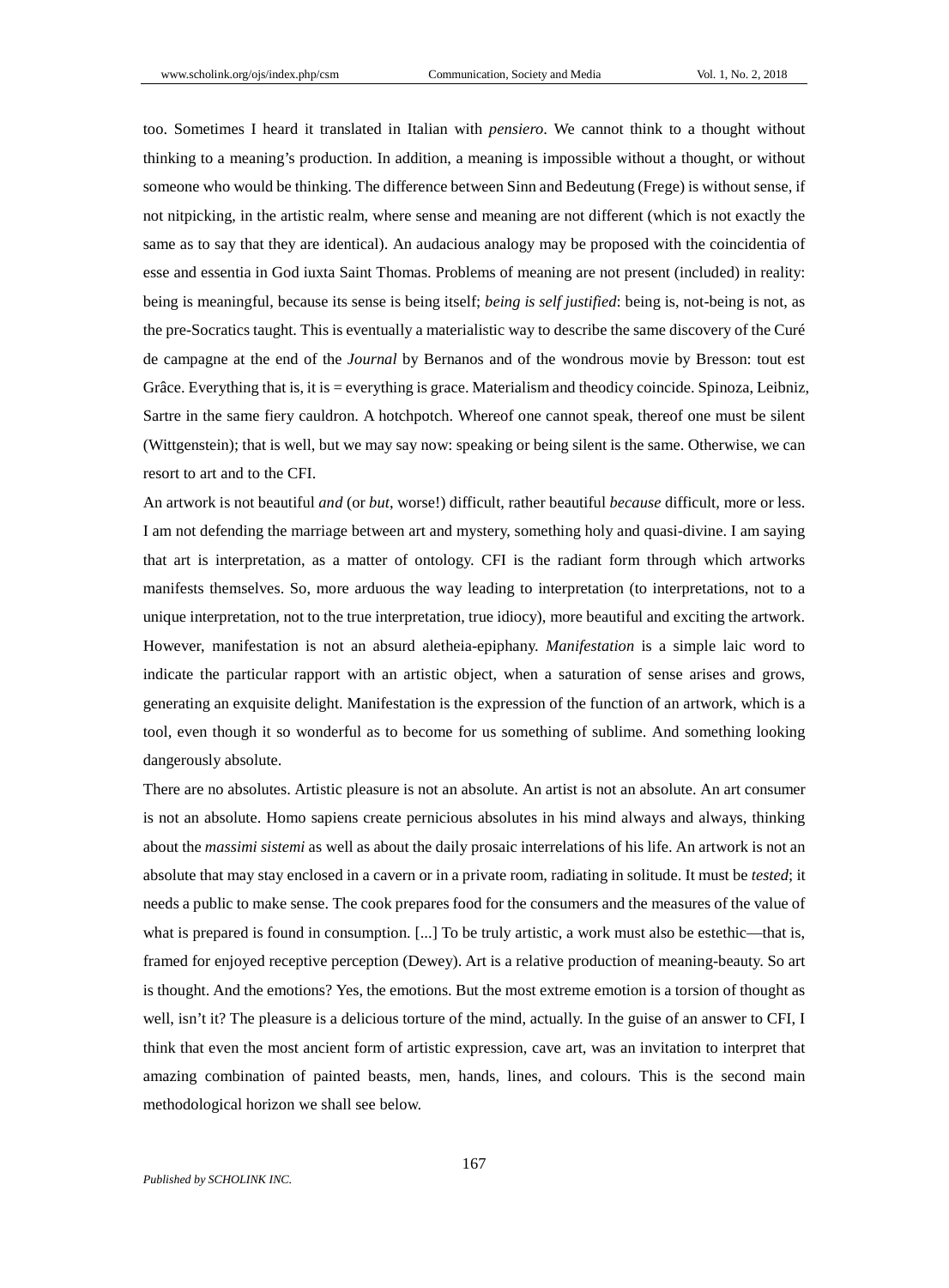too. Sometimes I heard it translated in Italian with *pensiero*. We cannot think to a thought without thinking to a meaning's production. In addition, a meaning is impossible without a thought, or without someone who would be thinking. The difference between Sinn and Bedeutung (Frege) is without sense, if not nitpicking, in the artistic realm, where sense and meaning are not different (which is not exactly the same as to say that they are identical). An audacious analogy may be proposed with the coincidentia of esse and essentia in God iuxta Saint Thomas. Problems of meaning are not present (included) in reality: being is meaningful, because its sense is being itself; *being is self justified*: being is, not-being is not, as the pre-Socratics taught. This is eventually a materialistic way to describe the same discovery of the Curé de campagne at the end of the *Journal* by Bernanos and of the wondrous movie by Bresson: tout est Grâce. Everything that is, it is = everything is grace. Materialism and theodicy coincide. Spinoza, Leibniz, Sartre in the same fiery cauldron. A hotchpotch. Whereof one cannot speak, thereof one must be silent (Wittgenstein); that is well, but we may say now: speaking or being silent is the same. Otherwise, we can resort to art and to the CFI.

An artwork is not beautiful *and* (or *but*, worse!) difficult, rather beautiful *because* difficult, more or less. I am not defending the marriage between art and mystery, something holy and quasi-divine. I am saying that art is interpretation, as a matter of ontology. CFI is the radiant form through which artworks manifests themselves. So, more arduous the way leading to interpretation (to interpretations, not to a unique interpretation, not to the true interpretation, true idiocy), more beautiful and exciting the artwork. However, manifestation is not an absurd aletheia-epiphany. *Manifestation* is a simple laic word to indicate the particular rapport with an artistic object, when a saturation of sense arises and grows, generating an exquisite delight. Manifestation is the expression of the function of an artwork, which is a tool, even though it so wonderful as to become for us something of sublime. And something looking dangerously absolute.

There are no absolutes. Artistic pleasure is not an absolute. An artist is not an absolute. An art consumer is not an absolute. Homo sapiens create pernicious absolutes in his mind always and always, thinking about the *massimi sistemi* as well as about the daily prosaic interrelations of his life. An artwork is not an absolute that may stay enclosed in a cavern or in a private room, radiating in solitude. It must be *tested*; it needs a public to make sense. The cook prepares food for the consumers and the measures of the value of what is prepared is found in consumption. [...] To be truly artistic, a work must also be estethic—that is, framed for enjoyed receptive perception (Dewey). Art is a relative production of meaning-beauty. So art is thought. And the emotions? Yes, the emotions. But the most extreme emotion is a torsion of thought as well, isn't it? The pleasure is a delicious torture of the mind, actually. In the guise of an answer to CFI, I think that even the most ancient form of artistic expression, cave art, was an invitation to interpret that amazing combination of painted beasts, men, hands, lines, and colours. This is the second main methodological horizon we shall see below.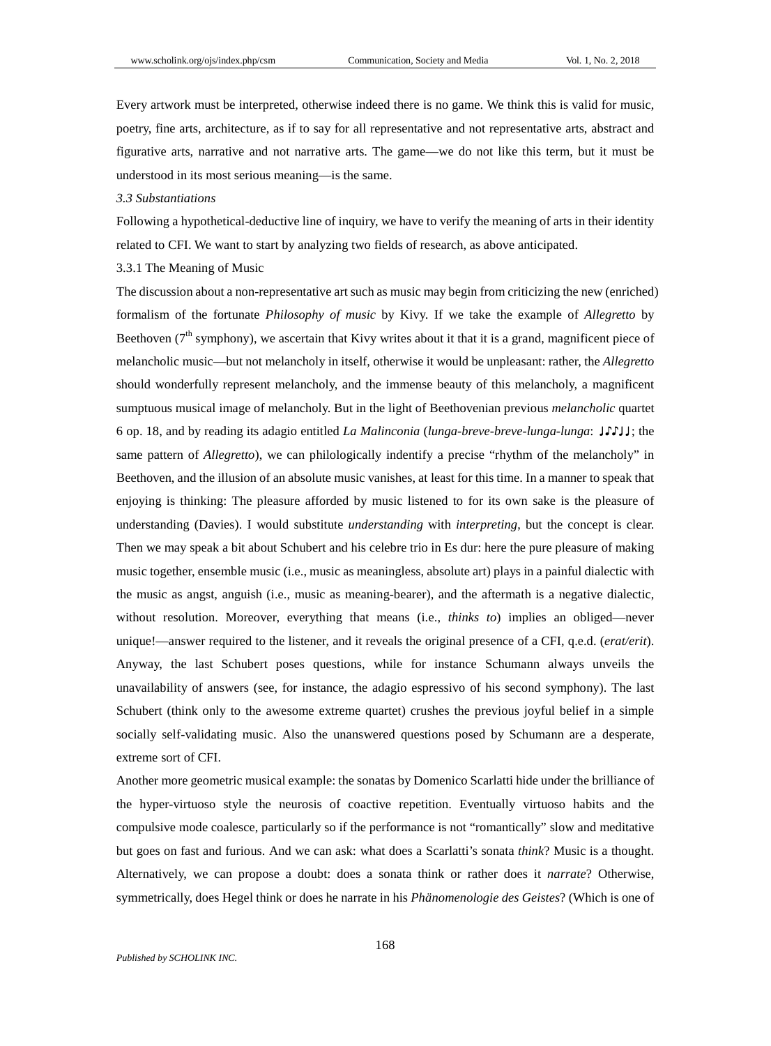Every artwork must be interpreted, otherwise indeed there is no game. We think this is valid for music, poetry, fine arts, architecture, as if to say for all representative and not representative arts, abstract and figurative arts, narrative and not narrative arts. The game—we do not like this term, but it must be understood in its most serious meaning—is the same.

*3.3 Substantiations*

Following a hypothetical-deductive line of inquiry, we have to verify the meaning of arts in their identity related to CFI. We want to start by analyzing two fields of research, as above anticipated.

3.3.1 The Meaning of Music

The discussion about a non-representative art such as music may begin from criticizing the new (enriched) formalism of the fortunate *Philosophy of music* by Kivy. If we take the example of *Allegretto* by Beethoven (7th symphony), we ascertain that Kivy writes about it that it is a grand, magnificent piece of melancholic music—but not melancholy in itself, otherwise it would be unpleasant: rather, the *Allegretto* should wonderfully represent melancholy, and the immense beauty of this melancholy, a magnificent sumptuous musical image of melancholy. But in the light of Beethovenian previous *melancholic* quartet 6 op. 18, and by reading its adagio entitled *La Malinconia* (*lunga-breve-breve-lunga-lunga*: ♩♪♪♩♩; the same pattern of *Allegretto*), we can philologically indentify a precise "rhythm of the melancholy" in Beethoven, and the illusion of an absolute music vanishes, at least for this time. In a manner to speak that enjoying is thinking: The pleasure afforded by music listened to for its own sake is the pleasure of understanding (Davies). I would substitute *understanding* with *interpreting*, but the concept is clear. Then we may speak a bit about Schubert and his celebre trio in Es dur: here the pure pleasure of making music together, ensemble music (i.e., music as meaningless, absolute art) plays in a painful dialectic with the music as angst, anguish (i.e., music as meaning-bearer), and the aftermath is a negative dialectic, without resolution. Moreover, everything that means (i.e., *thinks to*) implies an obliged—never unique!—answer required to the listener, and it reveals the original presence of a CFI, q.e.d. (*erat/erit*). Anyway, the last Schubert poses questions, while for instance Schumann always unveils the unavailability of answers (see, for instance, the adagio espressivo of his second symphony). The last Schubert (think only to the awesome extreme quartet) crushes the previous joyful belief in a simple socially self-validating music. Also the unanswered questions posed by Schumann are a desperate, extreme sort of CFI.

Another more geometric musical example: the sonatas by Domenico Scarlatti hide under the brilliance of the hyper-virtuoso style the neurosis of coactive repetition. Eventually virtuoso habits and the compulsive mode coalesce, particularly so if the performance is not "romantically" slow and meditative but goes on fast and furious. And we can ask: what does a Scarlatti's sonata *think*? Music is a thought. Alternatively, we can propose a doubt: does a sonata think or rather does it *narrate*? Otherwise, symmetrically, does Hegel think or does he narrate in his *Phänomenologie des Geistes*? (Which is one of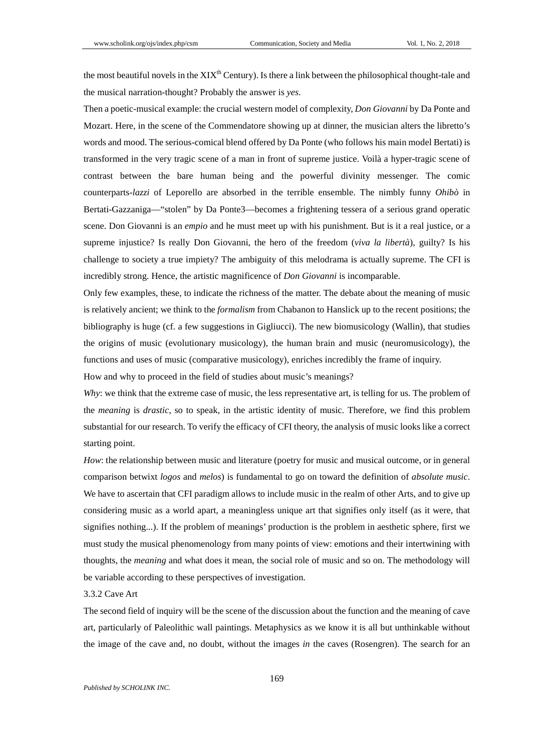the most beautiful novels in the XIX$^{th}$ Century). Is there a link between the philosophical thought-tale and the musical narration-thought? Probably the answer is *yes*.

Then a poetic-musical example: the crucial western model of complexity, *Don Giovanni* by Da Ponte and Mozart. Here, in the scene of the Commendatore showing up at dinner, the musician alters the libretto's words and mood. The serious-comical blend offered by Da Ponte (who follows his main model Bertati) is transformed in the very tragic scene of a man in front of supreme justice. Voilà a hyper-tragic scene of contrast between the bare human being and the powerful divinity messenger. The comic counterparts-*lazzi* of Leporello are absorbed in the terrible ensemble. The nimbly funny *Ohibò* in Bertati-Gazzaniga—"stolen" by Da Ponte3—becomes a frightening tessera of a serious grand operatic scene. Don Giovanni is an *empio* and he must meet up with his punishment. But is it a real justice, or a supreme injustice? Is really Don Giovanni, the hero of the freedom (*viva la libertà*), guilty? Is his challenge to society a true impiety? The ambiguity of this melodrama is actually supreme. The CFI is incredibly strong. Hence, the artistic magnificence of *Don Giovanni* is incomparable.

Only few examples, these, to indicate the richness of the matter. The debate about the meaning of music is relatively ancient; we think to the *formalism* from Chabanon to Hanslick up to the recent positions; the bibliography is huge (cf. a few suggestions in Gigliucci). The new biomusicology (Wallin), that studies the origins of music (evolutionary musicology), the human brain and music (neuromusicology), the functions and uses of music (comparative musicology), enriches incredibly the frame of inquiry.

How and why to proceed in the field of studies about music's meanings?

*Why*: we think that the extreme case of music, the less representative art, is telling for us. The problem of the *meaning* is *drastic*, so to speak, in the artistic identity of music. Therefore, we find this problem substantial for our research. To verify the efficacy of CFI theory, the analysis of music looks like a correct starting point.

*How*: the relationship between music and literature (poetry for music and musical outcome, or in general comparison betwixt *logos* and *melos*) is fundamental to go on toward the definition of *absolute music*. We have to ascertain that CFI paradigm allows to include music in the realm of other Arts, and to give up considering music as a world apart, a meaningless unique art that signifies only itself (as it were, that signifies nothing...). If the problem of meanings' production is the problem in aesthetic sphere, first we must study the musical phenomenology from many points of view: emotions and their intertwining with thoughts, the *meaning* and what does it mean, the social role of music and so on. The methodology will be variable according to these perspectives of investigation.

### 3.3.2 Cave Art

The second field of inquiry will be the scene of the discussion about the function and the meaning of cave art, particularly of Paleolithic wall paintings. Metaphysics as we know it is all but unthinkable without the image of the cave and, no doubt, without the images *in* the caves (Rosengren). The search for an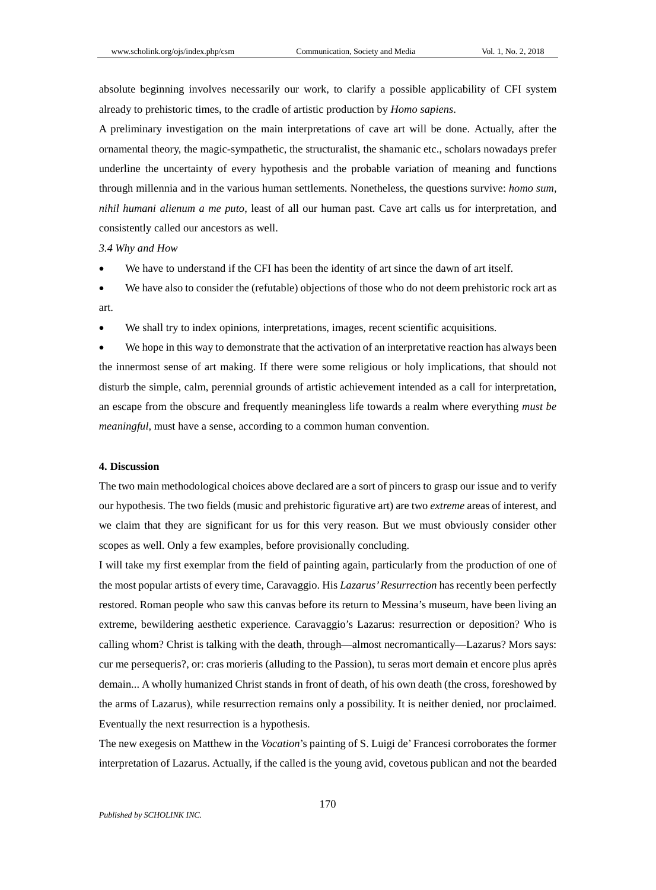absolute beginning involves necessarily our work, to clarify a possible applicability of CFI system already to prehistoric times, to the cradle of artistic production by *Homo sapiens*.

A preliminary investigation on the main interpretations of cave art will be done. Actually, after the ornamental theory, the magic-sympathetic, the structuralist, the shamanic etc., scholars nowadays prefer underline the uncertainty of every hypothesis and the probable variation of meaning and functions through millennia and in the various human settlements. Nonetheless, the questions survive: *homo sum, nihil humani alienum a me puto*, least of all our human past. Cave art calls us for interpretation, and consistently called our ancestors as well.

*3.4 Why and How*

- We have to understand if the CFI has been the identity of art since the dawn of art itself.
- We have also to consider the (refutable) objections of those who do not deem prehistoric rock art as art.
- We shall try to index opinions, interpretations, images, recent scientific acquisitions.
- We hope in this way to demonstrate that the activation of an interpretative reaction has always been the innermost sense of art making. If there were some religious or holy implications, that should not disturb the simple, calm, perennial grounds of artistic achievement intended as a call for interpretation, an escape from the obscure and frequently meaningless life towards a realm where everything *must be meaningful*, must have a sense, according to a common human convention.

**4. Discussion**

The two main methodological choices above declared are a sort of pincers to grasp our issue and to verify our hypothesis. The two fields (music and prehistoric figurative art) are two *extreme* areas of interest, and we claim that they are significant for us for this very reason. But we must obviously consider other scopes as well. Only a few examples, before provisionally concluding.

I will take my first exemplar from the field of painting again, particularly from the production of one of the most popular artists of every time, Caravaggio. His *Lazarus' Resurrection* has recently been perfectly restored. Roman people who saw this canvas before its return to Messina's museum, have been living an extreme, bewildering aesthetic experience. Caravaggio's Lazarus: resurrection or deposition? Who is calling whom? Christ is talking with the death, through—almost necromantically—Lazarus? Mors says: cur me persequeris?, or: cras morieris (alluding to the Passion), tu seras mort demain et encore plus après demain... A wholly humanized Christ stands in front of death, of his own death (the cross, foreshowed by the arms of Lazarus), while resurrection remains only a possibility. It is neither denied, nor proclaimed. Eventually the next resurrection is a hypothesis.

The new exegesis on Matthew in the *Vocation*'s painting of S. Luigi de' Francesi corroborates the former interpretation of Lazarus. Actually, if the called is the young avid, covetous publican and not the bearded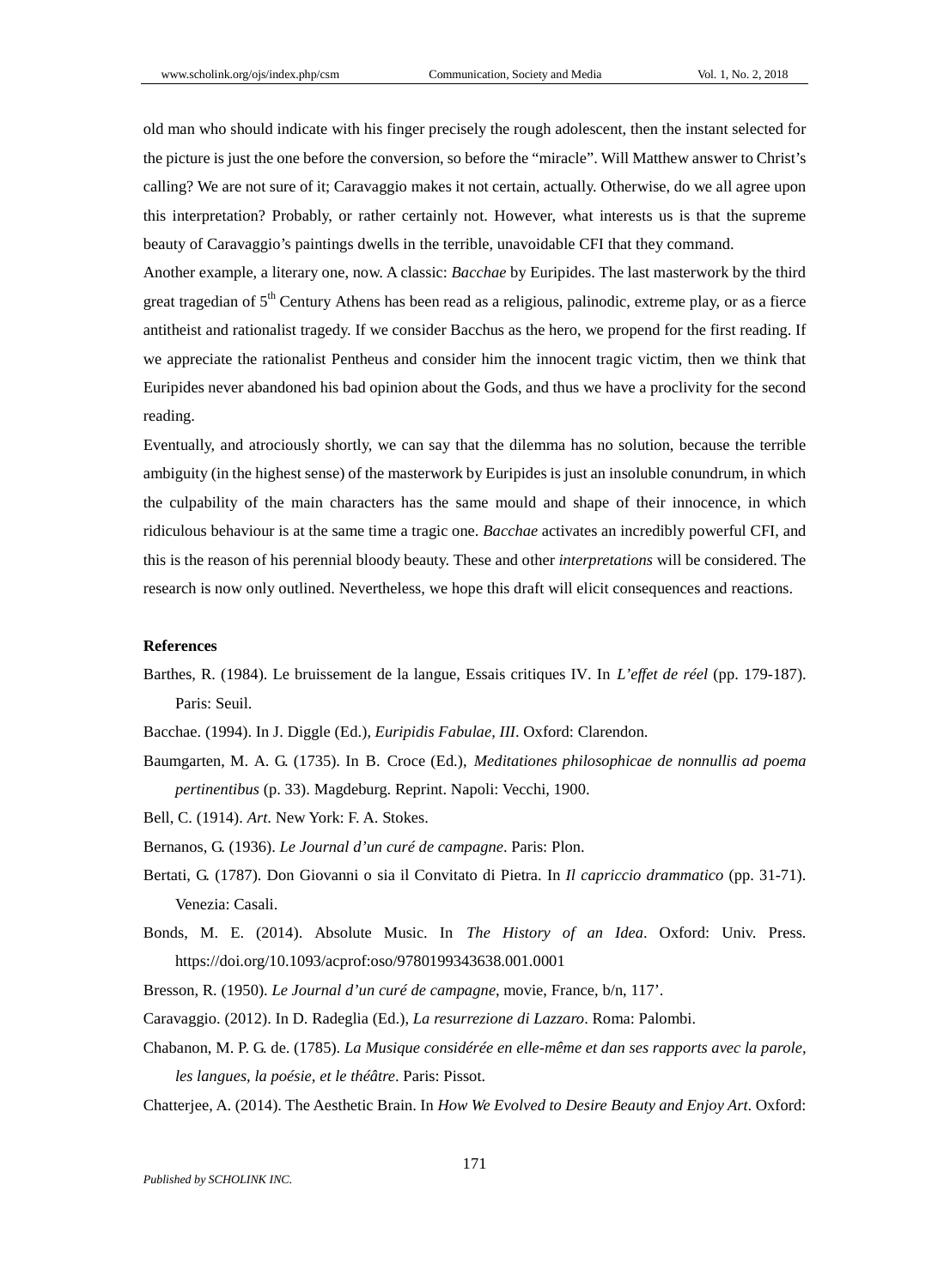old man who should indicate with his finger precisely the rough adolescent, then the instant selected for the picture is just the one before the conversion, so before the "miracle". Will Matthew answer to Christ's calling? We are not sure of it; Caravaggio makes it not certain, actually. Otherwise, do we all agree upon this interpretation? Probably, or rather certainly not. However, what interests us is that the supreme beauty of Caravaggio's paintings dwells in the terrible, unavoidable CFI that they command.

Another example, a literary one, now. A classic: *Bacchae* by Euripides. The last masterwork by the third great tragedian of 5th Century Athens has been read as a religious, palinodic, extreme play, or as a fierce antitheist and rationalist tragedy. If we consider Bacchus as the hero, we propend for the first reading. If we appreciate the rationalist Pentheus and consider him the innocent tragic victim, then we think that Euripides never abandoned his bad opinion about the Gods, and thus we have a proclivity for the second reading.

Eventually, and atrociously shortly, we can say that the dilemma has no solution, because the terrible ambiguity (in the highest sense) of the masterwork by Euripides is just an insoluble conundrum, in which the culpability of the main characters has the same mould and shape of their innocence, in which ridiculous behaviour is at the same time a tragic one. *Bacchae* activates an incredibly powerful CFI, and this is the reason of his perennial bloody beauty. These and other *interpretations* will be considered. The research is now only outlined. Nevertheless, we hope this draft will elicit consequences and reactions.

## References

Barthes, R. (1984). Le bruissement de la langue, Essais critiques IV. In *L'effet de réel* (pp. 179-187). Paris: Seuil.

Bacchae. (1994). In J. Diggle (Ed.), *Euripidis Fabulae, III*. Oxford: Clarendon.

Baumgarten, M. A. G. (1735). In B. Croce (Ed.), *Meditationes philosophicae de nonnullis ad poema pertinentibus* (p. 33). Magdeburg. Reprint. Napoli: Vecchi, 1900.

Bell, C. (1914). *Art*. New York: F. A. Stokes.

Bernanos, G. (1936). *Le Journal d'un curé de campagne*. Paris: Plon.

Bertati, G. (1787). Don Giovanni o sia il Convitato di Pietra. In *Il capriccio drammatico* (pp. 31-71). Venezia: Casali.

Bonds, M. E. (2014). Absolute Music. In *The History of an Idea*. Oxford: Univ. Press. https://doi.org/10.1093/acprof:oso/9780199343638.001.0001

Bresson, R. (1950). *Le Journal d'un curé de campagne*, movie, France, b/n, 117'.

Caravaggio. (2012). In D. Radeglia (Ed.), *La resurrezione di Lazzaro*. Roma: Palombi.

Chabanon, M. P. G. de. (1785). *La Musique considérée en elle-même et dan ses rapports avec la parole, les langues, la poésie, et le théâtre*. Paris: Pissot.

Chatterjee, A. (2014). The Aesthetic Brain. In *How We Evolved to Desire Beauty and Enjoy Art*. Oxford: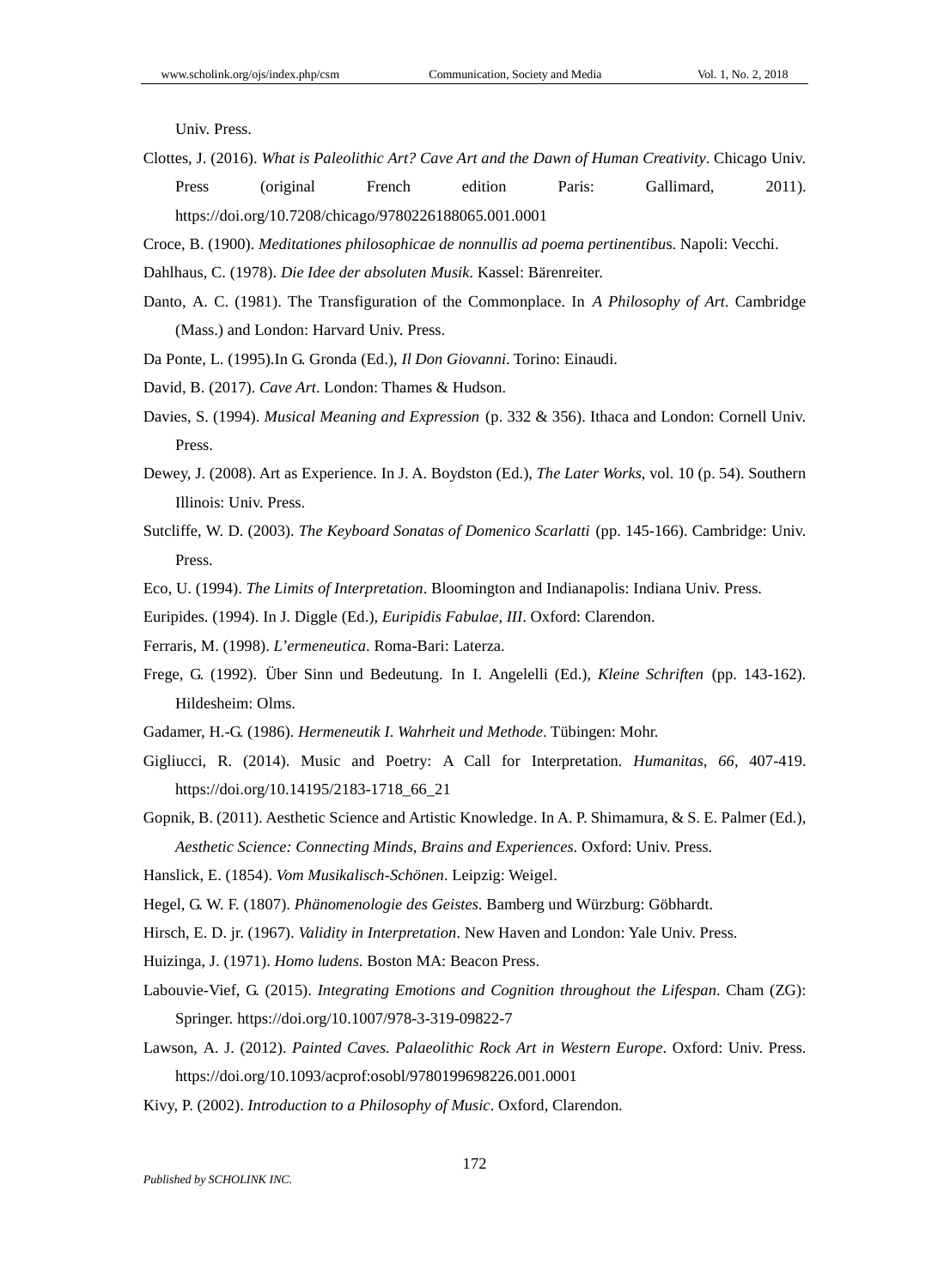Univ. Press.

Clottes, J. (2016). *What is Paleolithic Art? Cave Art and the Dawn of Human Creativity*. Chicago Univ. Press (original French edition Paris: Gallimard, 2011). https://doi.org/10.7208/chicago/9780226188065.001.0001

Croce, B. (1900). *Meditationes philosophicae de nonnullis ad poema pertinentibu*s. Napoli: Vecchi.

Dahlhaus, C. (1978). *Die Idee der absoluten Musik*. Kassel: Bärenreiter.

Danto, A. C. (1981). The Transfiguration of the Commonplace. In *A Philosophy of Art*. Cambridge (Mass.) and London: Harvard Univ. Press.

Da Ponte, L. (1995).In G. Gronda (Ed.), *Il Don Giovanni*. Torino: Einaudi.

David, B. (2017). *Cave Art*. London: Thames & Hudson.

Davies, S. (1994). *Musical Meaning and Expression* (p. 332 & 356). Ithaca and London: Cornell Univ. Press.

Dewey, J. (2008). Art as Experience. In J. A. Boydston (Ed.), *The Later Works*, vol. 10 (p. 54). Southern Illinois: Univ. Press.

Sutcliffe, W. D. (2003). *The Keyboard Sonatas of Domenico Scarlatti* (pp. 145-166). Cambridge: Univ. Press.

Eco, U. (1994). *The Limits of Interpretation*. Bloomington and Indianapolis: Indiana Univ. Press.

Euripides. (1994). In J. Diggle (Ed.), *Euripidis Fabulae, III*. Oxford: Clarendon.

Ferraris, M. (1998). *L'ermeneutica*. Roma-Bari: Laterza.

Frege, G. (1992). Über Sinn und Bedeutung. In I. Angelelli (Ed.), *Kleine Schriften* (pp. 143-162). Hildesheim: Olms.

Gadamer, H.-G. (1986). *Hermeneutik I. Wahrheit und Methode*. Tübingen: Mohr.

Gigliucci, R. (2014). Music and Poetry: A Call for Interpretation. *Humanitas*, *66*, 407-419. https://doi.org/10.14195/2183-1718_66_21

Gopnik, B. (2011). Aesthetic Science and Artistic Knowledge. In A. P. Shimamura, & S. E. Palmer (Ed.), *Aesthetic Science: Connecting Minds, Brains and Experiences*. Oxford: Univ. Press.

Hanslick, E. (1854). *Vom Musikalisch-Schönen*. Leipzig: Weigel.

Hegel, G. W. F. (1807). *Phänomenologie des Geistes*. Bamberg und Würzburg: Göbhardt.

Hirsch, E. D. jr. (1967). *Validity in Interpretation*. New Haven and London: Yale Univ. Press.

Huizinga, J. (1971). *Homo ludens*. Boston MA: Beacon Press.

Labouvie-Vief, G. (2015). *Integrating Emotions and Cognition throughout the Lifespan*. Cham (ZG): Springer. https://doi.org/10.1007/978-3-319-09822-7

Lawson, A. J. (2012). *Painted Caves. Palaeolithic Rock Art in Western Europe*. Oxford: Univ. Press. https://doi.org/10.1093/acprof:osobl/9780199698226.001.0001

Kivy, P. (2002). *Introduction to a Philosophy of Music*. Oxford, Clarendon.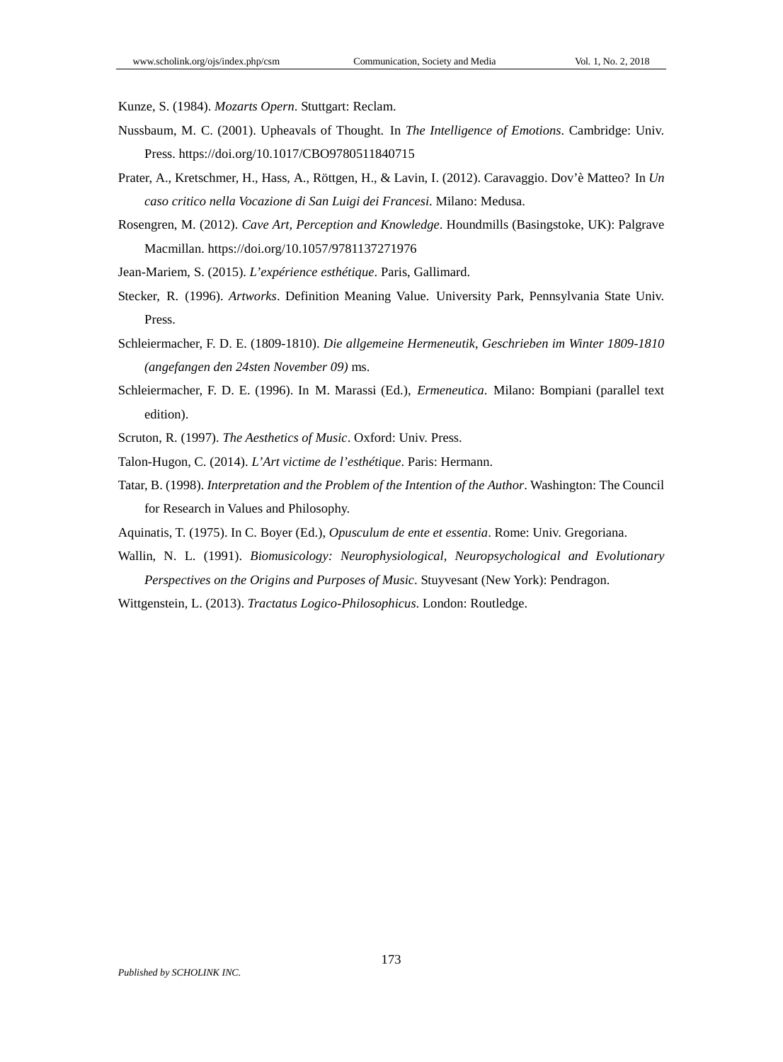Kunze, S. (1984). *Mozarts Opern*. Stuttgart: Reclam.

Nussbaum, M. C. (2001). Upheavals of Thought. In *The Intelligence of Emotions*. Cambridge: Univ. Press. https://doi.org/10.1017/CBO9780511840715

Prater, A., Kretschmer, H., Hass, A., Röttgen, H., & Lavin, I. (2012). Caravaggio. Dov'è Matteo? In *Un caso critico nella Vocazione di San Luigi dei Francesi*. Milano: Medusa.

Rosengren, M. (2012). *Cave Art, Perception and Knowledge*. Houndmills (Basingstoke, UK): Palgrave Macmillan. https://doi.org/10.1057/9781137271976

Jean-Mariem, S. (2015). *L'expérience esthétique*. Paris, Gallimard.

Stecker, R. (1996). *Artworks*. Definition Meaning Value. University Park, Pennsylvania State Univ. Press.

Schleiermacher, F. D. E. (1809-1810). *Die allgemeine Hermeneutik, Geschrieben im Winter 1809-1810 (angefangen den 24sten November 09)* ms.

Schleiermacher, F. D. E. (1996). In M. Marassi (Ed.), *Ermeneutica*. Milano: Bompiani (parallel text edition).

Scruton, R. (1997). *The Aesthetics of Music*. Oxford: Univ. Press.

Talon-Hugon, C. (2014). *L'Art victime de l'esthétique*. Paris: Hermann.

Tatar, B. (1998). *Interpretation and the Problem of the Intention of the Author*. Washington: The Council for Research in Values and Philosophy.

Aquinatis, T. (1975). In C. Boyer (Ed.), *Opusculum de ente et essentia*. Rome: Univ. Gregoriana.

Wallin, N. L. (1991). *Biomusicology: Neurophysiological, Neuropsychological and Evolutionary Perspectives on the Origins and Purposes of Music*. Stuyvesant (New York): Pendragon.

Wittgenstein, L. (2013). *Tractatus Logico-Philosophicus*. London: Routledge.